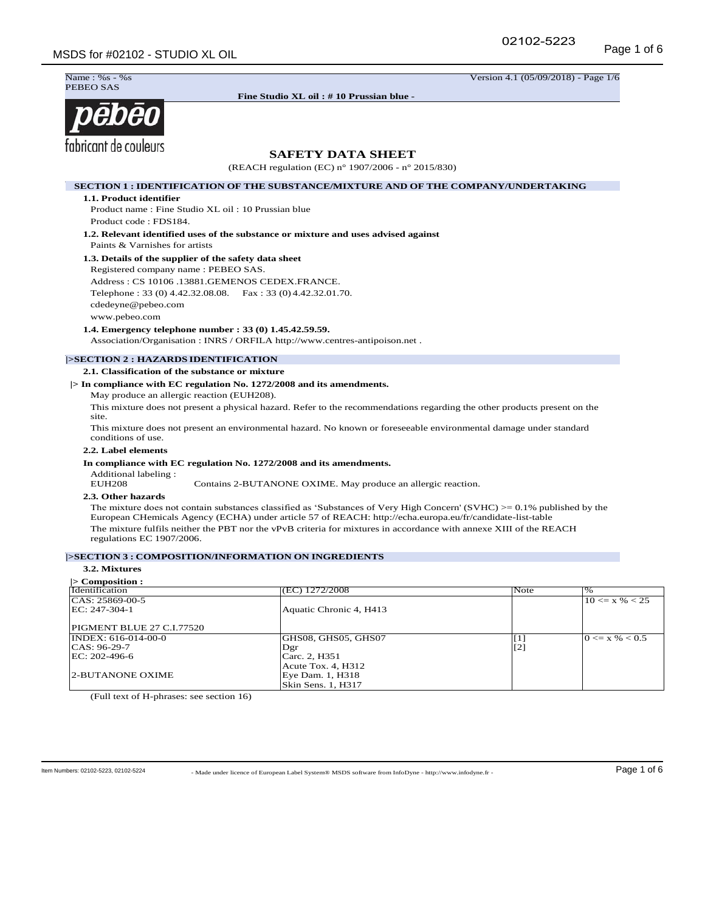Name : %s - %s
PEBEO SAS

Version 4.1 (05/09/2018) - Page 1/6

**Fine Studio XL oil : # 10 Prussian blue -**

pēbēo
fabricant de couleurs

# SAFETY DATA SHEET

(REACH regulation (EC) n° 1907/2006 - n° 2015/830)

## SECTION 1 : IDENTIFICATION OF THE SUBSTANCE/MIXTURE AND OF THE COMPANY/UNDERTAKING

### 1.1. Product identifier

Product name : Fine Studio XL oil : 10 Prussian blue

Product code : FDS184.

### 1.2. Relevant identified uses of the substance or mixture and uses advised against

Paints & Varnishes for artists

### 1.3. Details of the supplier of the safety data sheet

Registered company name : PEBEO SAS.

Address : CS 10106 .13881.GEMENOS CEDEX.FRANCE.

Telephone : 33 (0) 4.42.32.08.08. Fax : 33 (0) 4.42.32.01.70.

cdedeyne@pebeo.com

www.pebeo.com

### 1.4. Emergency telephone number : 33 (0) 1.45.42.59.59.

Association/Organisation : INRS / ORFILA http://www.centres-antipoison.net .

## |>SECTION 2 : HAZARDS IDENTIFICATION

### 2.1. Classification of the substance or mixture

**|> In compliance with EC regulation No. 1272/2008 and its amendments.**

May produce an allergic reaction (EUH208).

This mixture does not present a physical hazard. Refer to the recommendations regarding the other products present on the site.

This mixture does not present an environmental hazard. No known or foreseeable environmental damage under standard conditions of use.

### 2.2. Label elements

**In compliance with EC regulation No. 1272/2008 and its amendments.**

Additional labeling :

EUH208 Contains 2-BUTANONE OXIME. May produce an allergic reaction.

### 2.3. Other hazards

The mixture does not contain substances classified as 'Substances of Very High Concern' (SVHC) >= 0.1% published by the European CHemicals Agency (ECHA) under article 57 of REACH: http://echa.europa.eu/fr/candidate-list-table

The mixture fulfils neither the PBT nor the vPvB criteria for mixtures in accordance with annexe XIII of the REACH regulations EC 1907/2006.

## |>SECTION 3 : COMPOSITION/INFORMATION ON INGREDIENTS

### 3.2. Mixtures

**|> Composition :**

| Identification | (EC) 1272/2008 | Note | % |
|---|---|---|---|
| CAS: 25869-00-5<br>EC: 247-304-1<br><br>PIGMENT BLUE 27 C.I.77520 | Aquatic Chronic 4, H413 | | 10 <= x % < 25 |
| INDEX: 616-014-00-0<br>CAS: 96-29-7<br>EC: 202-496-6<br><br>2-BUTANONE OXIME | GHS08, GHS05, GHS07<br>Dgr<br>Carc. 2, H351<br>Acute Tox. 4, H312<br>Eye Dam. 1, H318<br>Skin Sens. 1, H317 | [1]<br>[2] | 0 <= x % < 0.5 |

(Full text of H-phrases: see section 16)

Item Numbers: 02102-5223, 02102-5224

- Made under licence of European Label System® MSDS software from InfoDyne - http://www.infodyne.fr -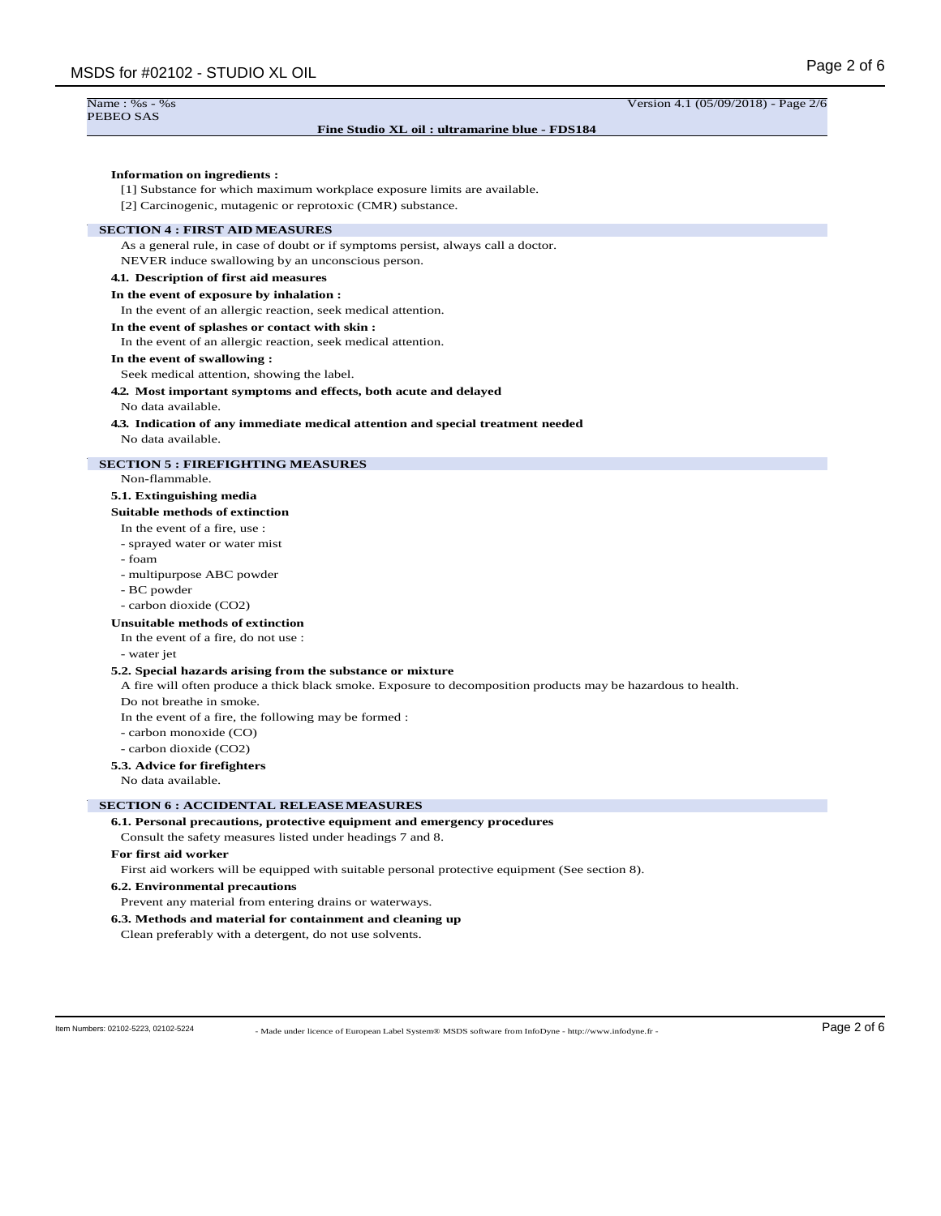**Information on ingredients :**

[1] Substance for which maximum workplace exposure limits are available.

[2] Carcinogenic, mutagenic or reprotoxic (CMR) substance.

## SECTION 4 : FIRST AID MEASURES

As a general rule, in case of doubt or if symptoms persist, always call a doctor.

NEVER induce swallowing by an unconscious person.

### 4.1. Description of first aid measures

**In the event of exposure by inhalation :**

In the event of an allergic reaction, seek medical attention.

**In the event of splashes or contact with skin :**

In the event of an allergic reaction, seek medical attention.

**In the event of swallowing :**

Seek medical attention, showing the label.

### 4.2. Most important symptoms and effects, both acute and delayed

No data available.

### 4.3. Indication of any immediate medical attention and special treatment needed

No data available.

## SECTION 5 : FIREFIGHTING MEASURES

Non-flammable.

### 5.1. Extinguishing media

**Suitable methods of extinction**

In the event of a fire, use :

- sprayed water or water mist
- foam
- multipurpose ABC powder
- BC powder
- carbon dioxide ($CO_2$)

**Unsuitable methods of extinction**

In the event of a fire, do not use :

- water jet

### 5.2. Special hazards arising from the substance or mixture

A fire will often produce a thick black smoke. Exposure to decomposition products may be hazardous to health.

Do not breathe in smoke.

In the event of a fire, the following may be formed :

- carbon monoxide (CO)
- carbon dioxide ($CO_2$)

### 5.3. Advice for firefighters

No data available.

## SECTION 6 : ACCIDENTAL RELEASE MEASURES

### 6.1. Personal precautions, protective equipment and emergency procedures

Consult the safety measures listed under headings 7 and 8.

**For first aid worker**

First aid workers will be equipped with suitable personal protective equipment (See section 8).

### 6.2. Environmental precautions

Prevent any material from entering drains or waterways.

### 6.3. Methods and material for containment and cleaning up

Clean preferably with a detergent, do not use solvents.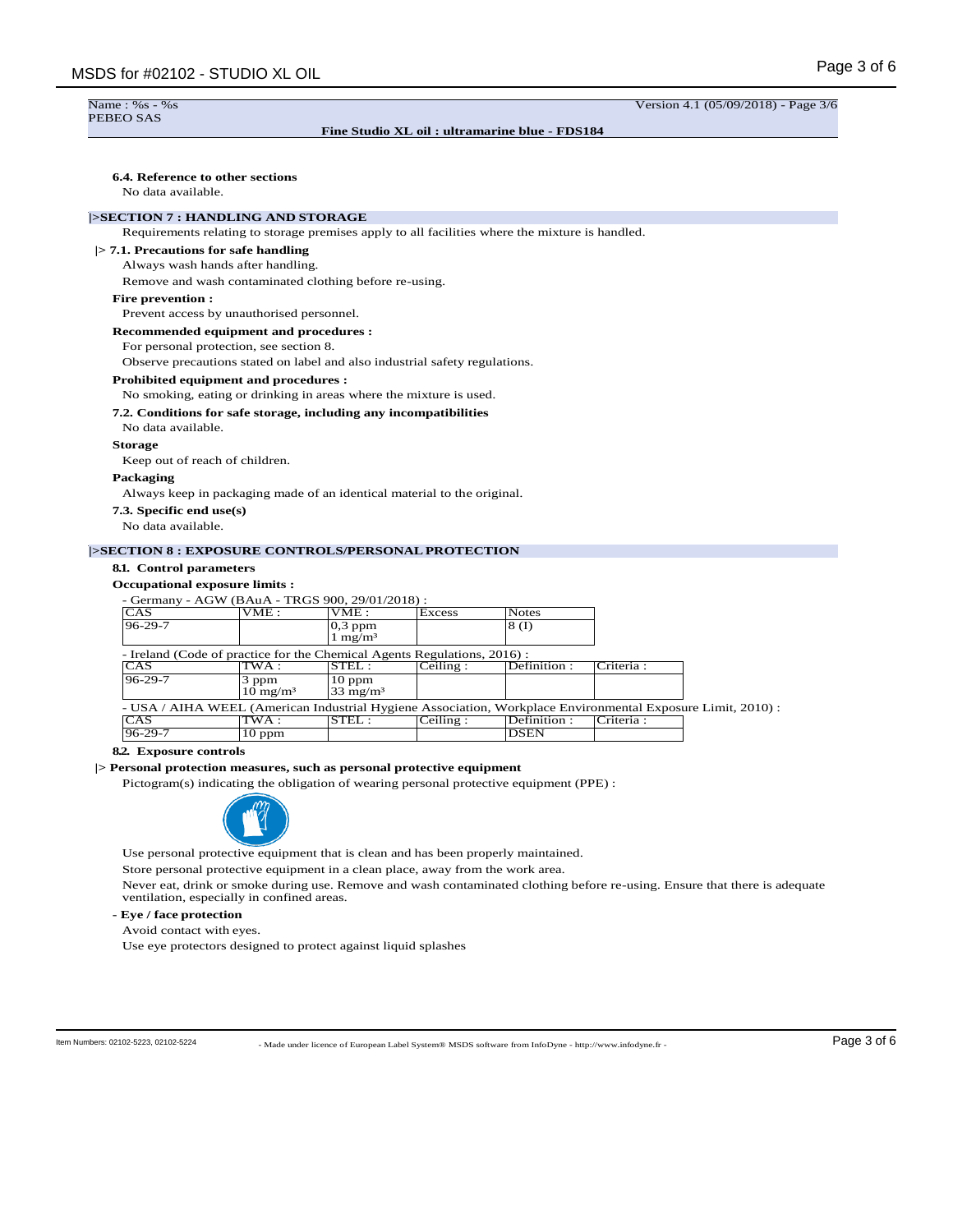Name : %s - %s
PEBEO SAS

Version 4.1 (05/09/2018) - Page 3/6

**Fine Studio XL oil : ultramarine blue - FDS184**

**6.4. Reference to other sections**

No data available.

## |>SECTION 7 : HANDLING AND STORAGE

Requirements relating to storage premises apply to all facilities where the mixture is handled.

**|> 7.1. Precautions for safe handling**

Always wash hands after handling.

Remove and wash contaminated clothing before re-using.

**Fire prevention :**

Prevent access by unauthorised personnel.

**Recommended equipment and procedures :**

For personal protection, see section 8.

Observe precautions stated on label and also industrial safety regulations.

**Prohibited equipment and procedures :**

No smoking, eating or drinking in areas where the mixture is used.

**7.2. Conditions for safe storage, including any incompatibilities**

No data available.

**Storage**

Keep out of reach of children.

**Packaging**

Always keep in packaging made of an identical material to the original.

**7.3. Specific end use(s)**

No data available.

## |>SECTION 8 : EXPOSURE CONTROLS/PERSONAL PROTECTION

**8.1. Control parameters**

**Occupational exposure limits :**

- Germany - AGW (BAuA - TRGS 900, 29/01/2018) :

| CAS | VME : | VME : | Excess | Notes |
|---|---|---|---|---|
| 96-29-7 | | 0,3 ppm<br>1 mg/m³ | | 8 (I) |

- Ireland (Code of practice for the Chemical Agents Regulations, 2016) :

| CAS | TWA : | STEL : | Ceiling : | Definition : | Criteria : |
|---|---|---|---|---|---|
| 96-29-7 | 3 ppm<br>10 mg/m³ | 10 ppm<br>33 mg/m³ | | | |

- USA / AIHA WEEL (American Industrial Hygiene Association, Workplace Environmental Exposure Limit, 2010) :

| CAS | TWA : | STEL : | Ceiling : | Definition : | Criteria : |
|---|---|---|---|---|---|
| 96-29-7 | 10 ppm | | | DSEN | |

**8.2. Exposure controls**

**|> Personal protection measures, such as personal protective equipment**

Pictogram(s) indicating the obligation of wearing personal protective equipment (PPE) :

Use personal protective equipment that is clean and has been properly maintained.

Store personal protective equipment in a clean place, away from the work area.

Never eat, drink or smoke during use. Remove and wash contaminated clothing before re-using. Ensure that there is adequate ventilation, especially in confined areas.

**- Eye / face protection**

Avoid contact with eyes.

Use eye protectors designed to protect against liquid splashes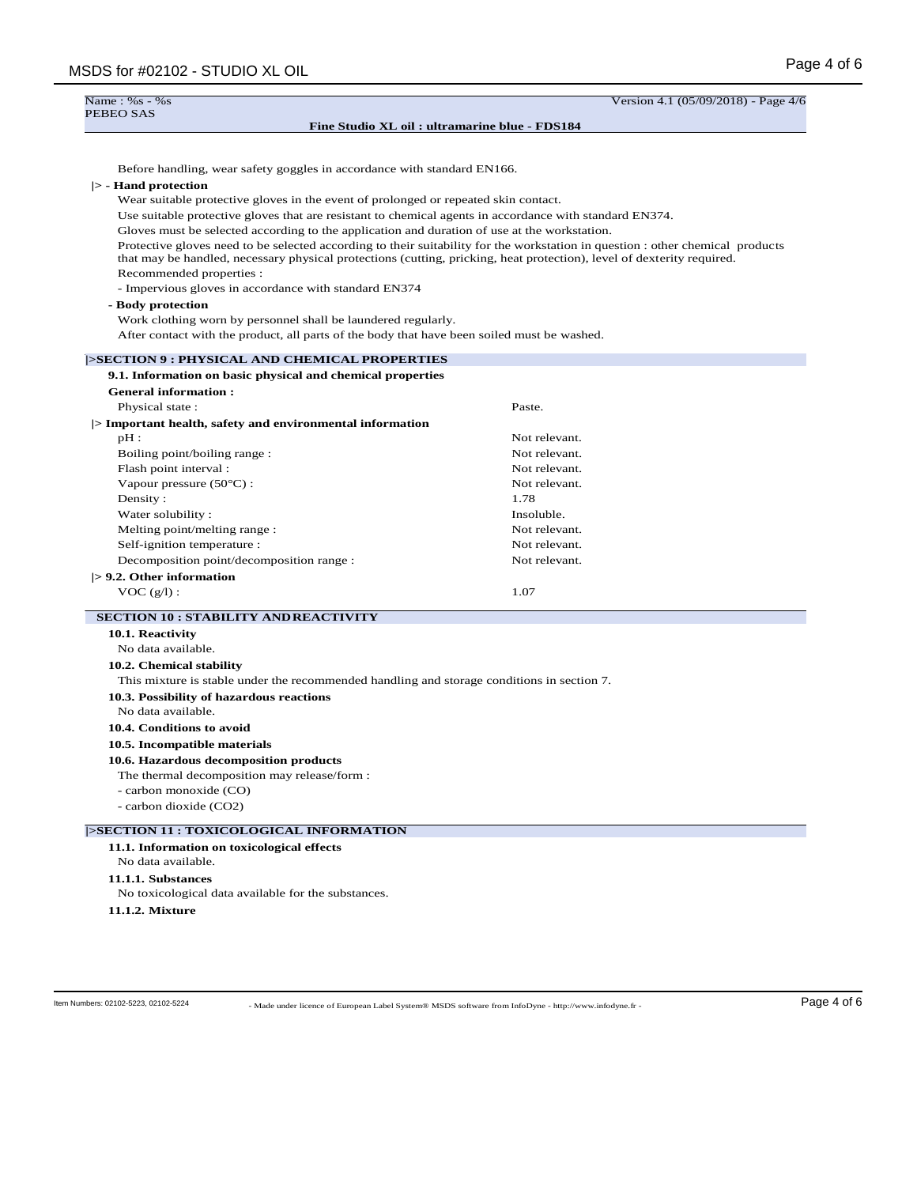Before handling, wear safety goggles in accordance with standard EN166.

**|> - Hand protection**

Wear suitable protective gloves in the event of prolonged or repeated skin contact.

Use suitable protective gloves that are resistant to chemical agents in accordance with standard EN374.

Gloves must be selected according to the application and duration of use at the workstation.

Protective gloves need to be selected according to their suitability for the workstation in question : other chemical products that may be handled, necessary physical protections (cutting, pricking, heat protection), level of dexterity required.

Recommended properties :

- Impervious gloves in accordance with standard EN374

**- Body protection**

Work clothing worn by personnel shall be laundered regularly.

After contact with the product, all parts of the body that have been soiled must be washed.

## |>SECTION 9 : PHYSICAL AND CHEMICAL PROPERTIES

**9.1. Information on basic physical and chemical properties**

**General information :**

| | |
|---|---|
| Physical state : | Paste. |

**|> Important health, safety and environmental information**

| | |
|---|---|
| pH : | Not relevant. |
| Boiling point/boiling range : | Not relevant. |
| Flash point interval : | Not relevant. |
| Vapour pressure (50°C) : | Not relevant. |
| Density : | 1.78 |
| Water solubility : | Insoluble. |
| Melting point/melting range : | Not relevant. |
| Self-ignition temperature : | Not relevant. |
| Decomposition point/decomposition range : | Not relevant. |

**|> 9.2. Other information**

| | |
|---|---|
| VOC (g/l) : | 1.07 |

## SECTION 10 : STABILITY AND REACTIVITY

**10.1. Reactivity**

No data available.

**10.2. Chemical stability**

This mixture is stable under the recommended handling and storage conditions in section 7.

**10.3. Possibility of hazardous reactions**

No data available.

**10.4. Conditions to avoid**

**10.5. Incompatible materials**

**10.6. Hazardous decomposition products**

The thermal decomposition may release/form :

- carbon monoxide (CO)
- carbon dioxide ($CO_2$)

## |>SECTION 11 : TOXICOLOGICAL INFORMATION

**11.1. Information on toxicological effects**

No data available.

**11.1.1. Substances**

No toxicological data available for the substances.

**11.1.2. Mixture**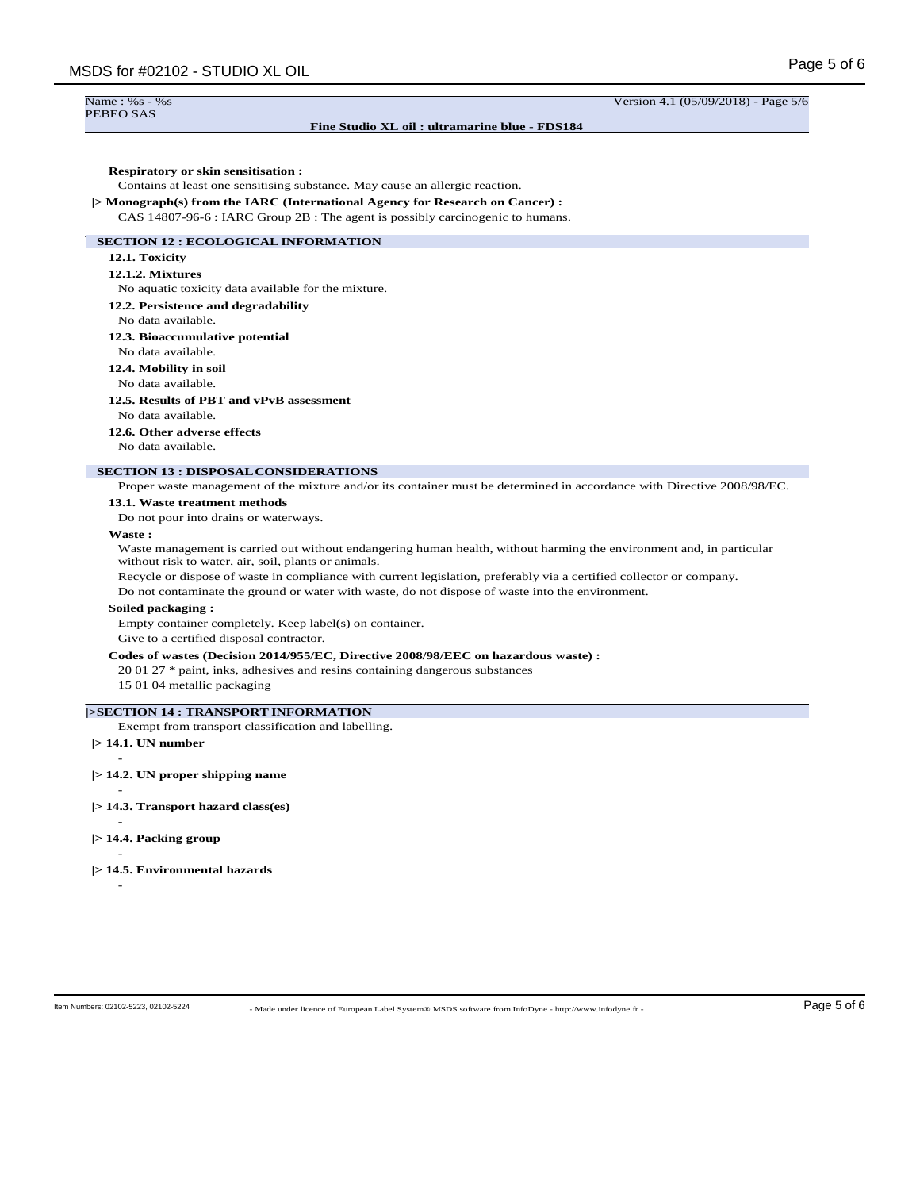Name : %s - %s
PEBEO SAS

Version 4.1 (05/09/2018) - Page 5/6

**Fine Studio XL oil : ultramarine blue - FDS184**

**Respiratory or skin sensitisation :**

Contains at least one sensitising substance. May cause an allergic reaction.

**|> Monograph(s) from the IARC (International Agency for Research on Cancer) :**

CAS 14807-96-6 : IARC Group 2B : The agent is possibly carcinogenic to humans.

## SECTION 12 : ECOLOGICAL INFORMATION

**12.1. Toxicity**

**12.1.2. Mixtures**

No aquatic toxicity data available for the mixture.

**12.2. Persistence and degradability**

No data available.

**12.3. Bioaccumulative potential**

No data available.

**12.4. Mobility in soil**

No data available.

**12.5. Results of PBT and vPvB assessment**

No data available.

**12.6. Other adverse effects**

No data available.

## SECTION 13 : DISPOSAL CONSIDERATIONS

Proper waste management of the mixture and/or its container must be determined in accordance with Directive 2008/98/EC.

**13.1. Waste treatment methods**

Do not pour into drains or waterways.

**Waste :**

Waste management is carried out without endangering human health, without harming the environment and, in particular without risk to water, air, soil, plants or animals.

Recycle or dispose of waste in compliance with current legislation, preferably via a certified collector or company.

Do not contaminate the ground or water with waste, do not dispose of waste into the environment.

**Soiled packaging :**

Empty container completely. Keep label(s) on container.

Give to a certified disposal contractor.

**Codes of wastes (Decision 2014/955/EC, Directive 2008/98/EEC on hazardous waste) :**

20 01 27 * paint, inks, adhesives and resins containing dangerous substances

15 01 04 metallic packaging

## |>SECTION 14 : TRANSPORT INFORMATION

Exempt from transport classification and labelling.

**|> 14.1. UN number**

-

**|> 14.2. UN proper shipping name**

-

**|> 14.3. Transport hazard class(es)**

-

**|> 14.4. Packing group**

-

**|> 14.5. Environmental hazards**

-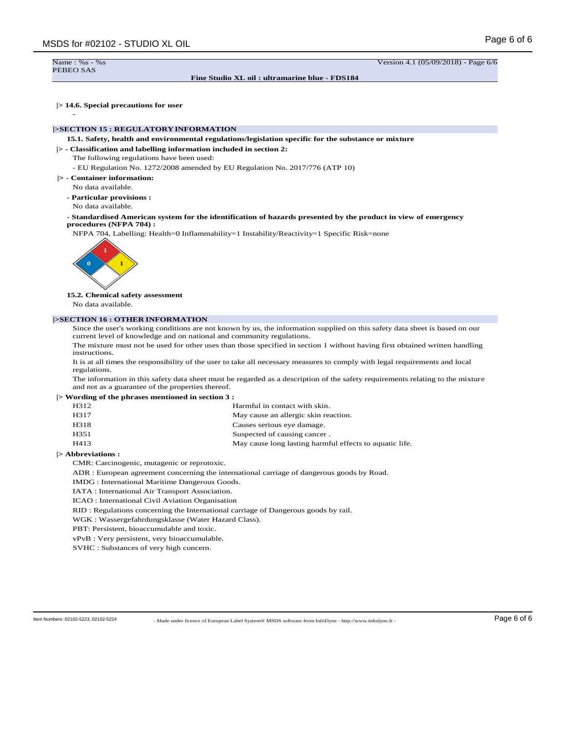Name : %s - %s
PEBEO SAS

Version 4.1 (05/09/2018) - Page 6/6

**Fine Studio XL oil : ultramarine blue - FDS184**

**|> 14.6. Special precautions for user**

-

## |>SECTION 15 : REGULATORY INFORMATION

**15.1. Safety, health and environmental regulations/legislation specific for the substance or mixture**

**|> - Classification and labelling information included in section 2:**

The following regulations have been used:

- EU Regulation No. 1272/2008 amended by EU Regulation No. 2017/776 (ATP 10)

**|> - Container information:**

No data available.

**- Particular provisions :**

No data available.

**- Standardised American system for the identification of hazards presented by the product in view of emergency procedures (NFPA 704) :**

NFPA 704, Labelling: Health=0 Inflammability=1 Instability/Reactivity=1 Specific Risk=none

1
0
1

**15.2. Chemical safety assessment**

No data available.

## |>SECTION 16 : OTHER INFORMATION

Since the user's working conditions are not known by us, the information supplied on this safety data sheet is based on our current level of knowledge and on national and community regulations.

The mixture must not be used for other uses than those specified in section 1 without having first obtained written handling instructions.

It is at all times the responsibility of the user to take all necessary measures to comply with legal requirements and local regulations.

The information in this safety data sheet must be regarded as a description of the safety requirements relating to the mixture and not as a guarantee of the properties thereof.

**|> Wording of the phrases mentioned in section 3 :**

| | |
|---|---|
| H312 | Harmful in contact with skin. |
| H317 | May cause an allergic skin reaction. |
| H318 | Causes serious eye damage. |
| H351 | Suspected of causing cancer . |
| H413 | May cause long lasting harmful effects to aquatic life. |

**|> Abbreviations :**

CMR: Carcinogenic, mutagenic or reprotoxic.

ADR : European agreement concerning the international carriage of dangerous goods by Road.

IMDG : International Maritime Dangerous Goods.

IATA : International Air Transport Association.

ICAO : International Civil Aviation Organisation

RID : Regulations concerning the International carriage of Dangerous goods by rail.

WGK : Wassergefahrdungsklasse (Water Hazard Class).

PBT: Persistent, bioaccumulable and toxic.

vPvB : Very persistent, very bioaccumulable.

SVHC : Substances of very high concern.